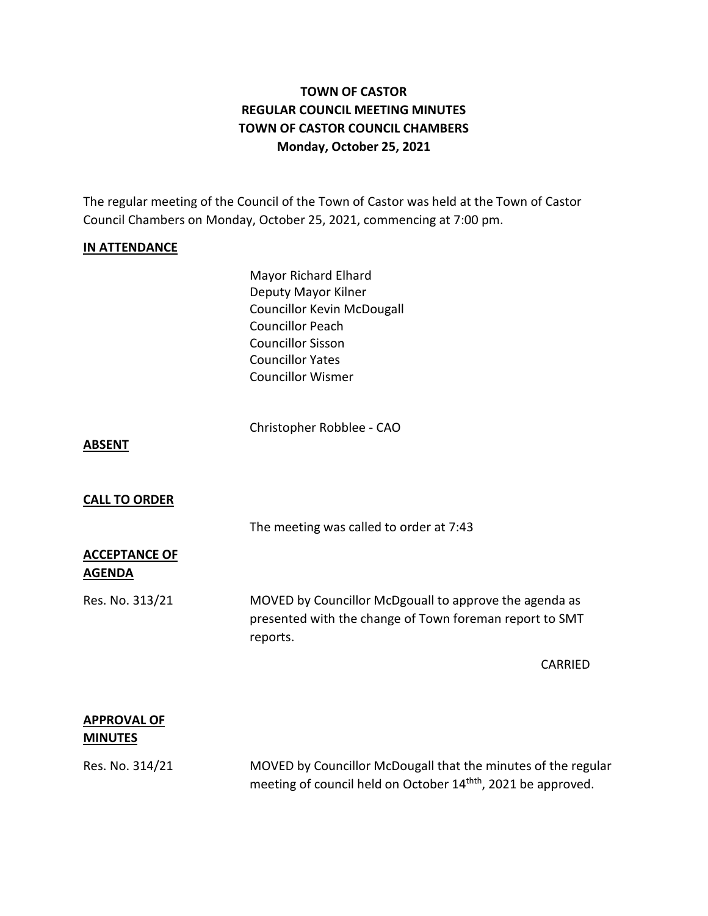# TOWN OF CASTOR
## REGULAR COUNCIL MEETING MINUTES
## TOWN OF CASTOR COUNCIL CHAMBERS
## Monday, October 25, 2021

The regular meeting of the Council of the Town of Castor was held at the Town of Castor Council Chambers on Monday, October 25, 2021, commencing at 7:00 pm.

**IN ATTENDANCE**

Mayor Richard Elhard
Deputy Mayor Kilner
Councillor Kevin McDougall
Councillor Peach
Councillor Sisson
Councillor Yates
Councillor Wismer

Christopher Robblee - CAO

**ABSENT**

**CALL TO ORDER**

The meeting was called to order at 7:43

**ACCEPTANCE OF AGENDA**

Res. No. 313/21 MOVED by Councillor McDgouall to approve the agenda as presented with the change of Town foreman report to SMT reports.

CARRIED

**APPROVAL OF MINUTES**

Res. No. 314/21 MOVED by Councillor McDougall that the minutes of the regular meeting of council held on October 14thth, 2021 be approved.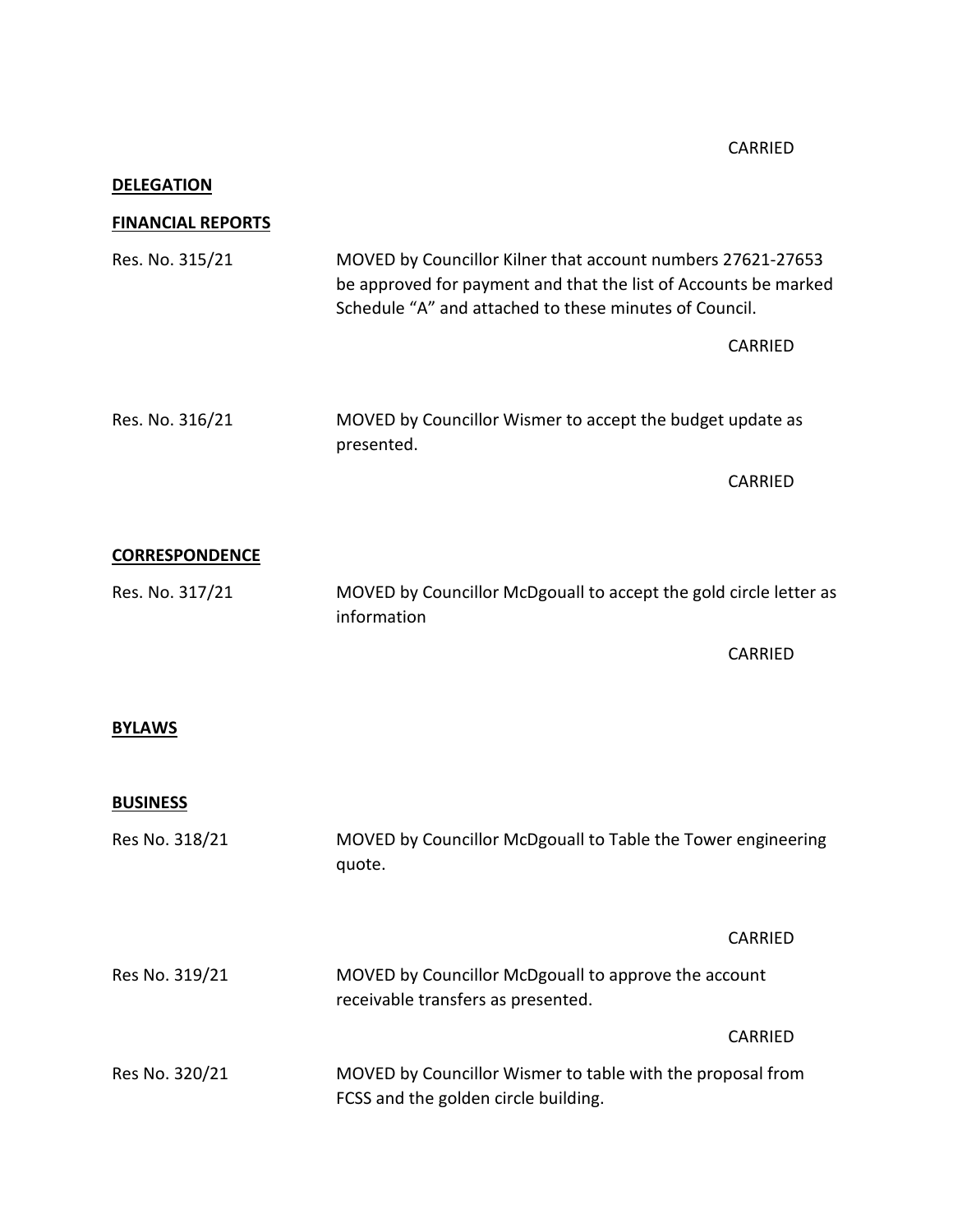CARRIED

**DELEGATION**

**FINANCIAL REPORTS**

Res. No. 315/21 MOVED by Councillor Kilner that account numbers 27621-27653 be approved for payment and that the list of Accounts be marked Schedule “A” and attached to these minutes of Council.

CARRIED

Res. No. 316/21 MOVED by Councillor Wismer to accept the budget update as presented.

CARRIED

**CORRESPONDENCE**

Res. No. 317/21 MOVED by Councillor McDgouall to accept the gold circle letter as information

CARRIED

**BYLAWS**

**BUSINESS**

Res No. 318/21 MOVED by Councillor McDgouall to Table the Tower engineering quote.

CARRIED

Res No. 319/21 MOVED by Councillor McDgouall to approve the account receivable transfers as presented.

CARRIED

Res No. 320/21 MOVED by Councillor Wismer to table with the proposal from FCSS and the golden circle building.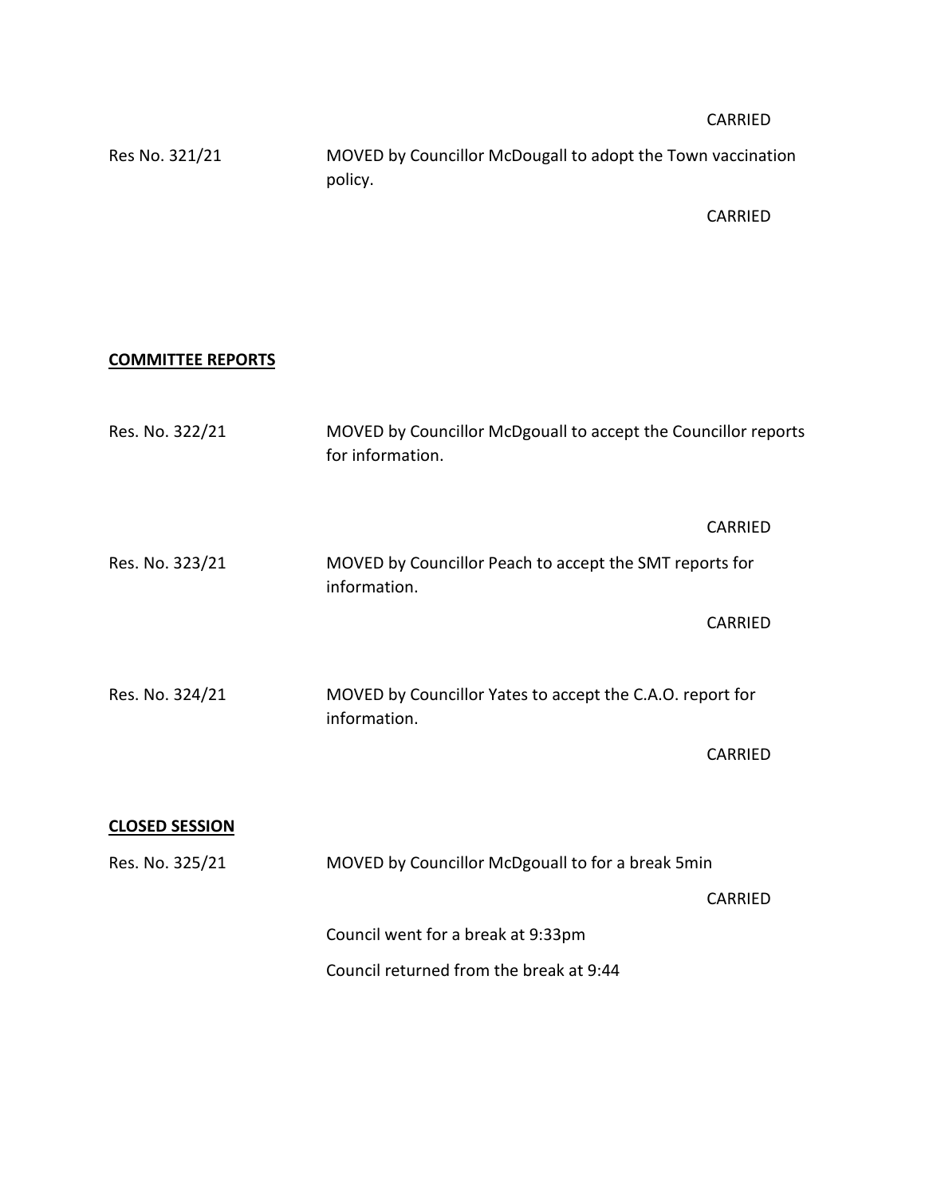CARRIED

Res No. 321/21 MOVED by Councillor McDougall to adopt the Town vaccination policy.

CARRIED

**COMMITTEE REPORTS**

Res. No. 322/21 MOVED by Councillor McDgouall to accept the Councillor reports for information.

CARRIED

Res. No. 323/21 MOVED by Councillor Peach to accept the SMT reports for information.

CARRIED

Res. No. 324/21 MOVED by Councillor Yates to accept the C.A.O. report for information.

CARRIED

**CLOSED SESSION**

Res. No. 325/21 MOVED by Councillor McDgouall to for a break 5min

CARRIED

Council went for a break at 9:33pm

Council returned from the break at 9:44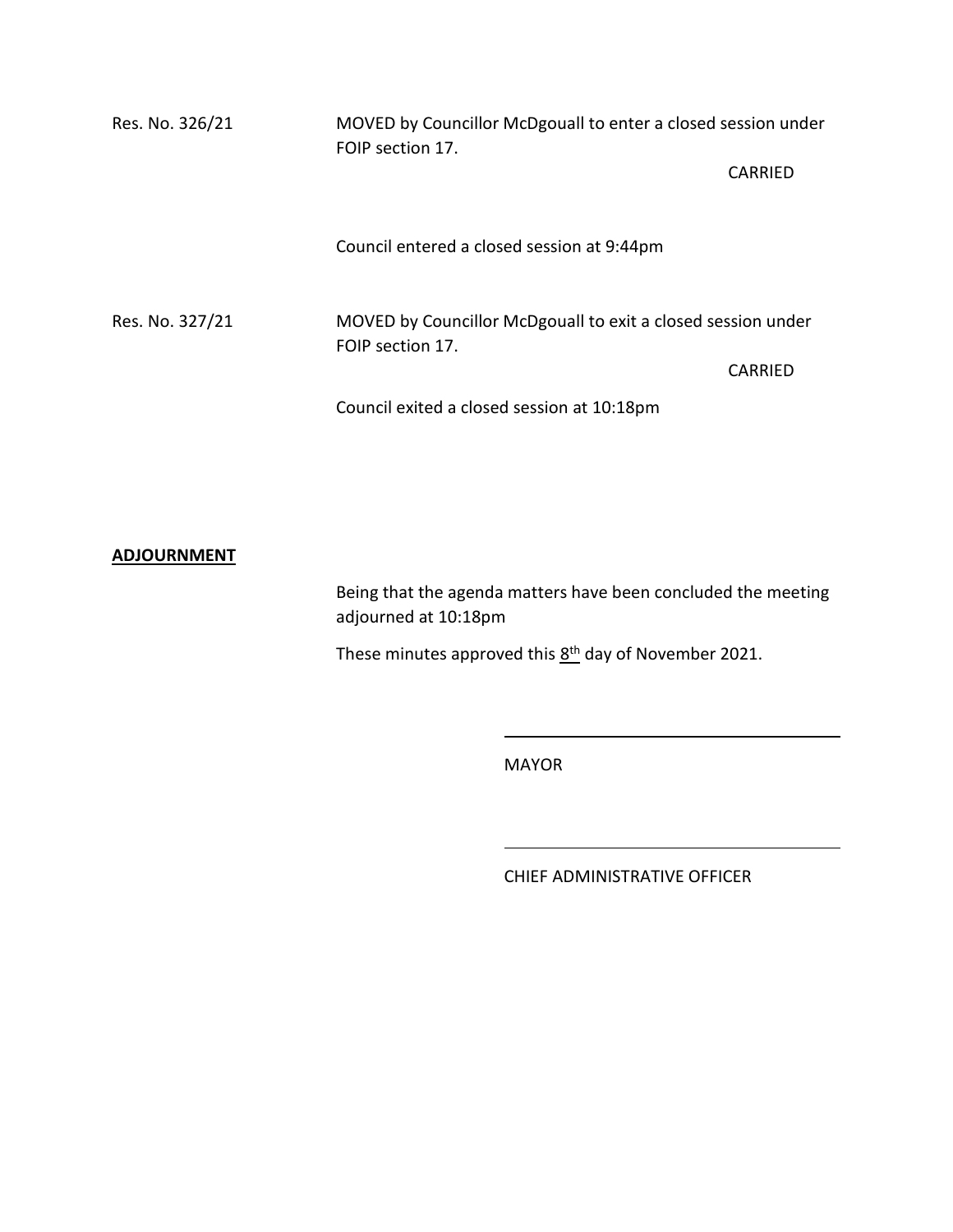Res. No. 326/21

MOVED by Councillor McDgouall to enter a closed session under FOIP section 17.

CARRIED

Council entered a closed session at 9:44pm

Res. No. 327/21

MOVED by Councillor McDgouall to exit a closed session under FOIP section 17.

CARRIED

Council exited a closed session at 10:18pm

**ADJOURNMENT**

Being that the agenda matters have been concluded the meeting adjourned at 10:18pm

These minutes approved this 8th day of November 2021.

\_\_\_\_\_\_\_\_\_\_\_\_\_\_\_\_\_\_\_\_\_\_\_\_\_\_\_\_\_\_\_\_

MAYOR

\_\_\_\_\_\_\_\_\_\_\_\_\_\_\_\_\_\_\_\_\_\_\_\_\_\_\_\_\_\_\_\_

CHIEF ADMINISTRATIVE OFFICER